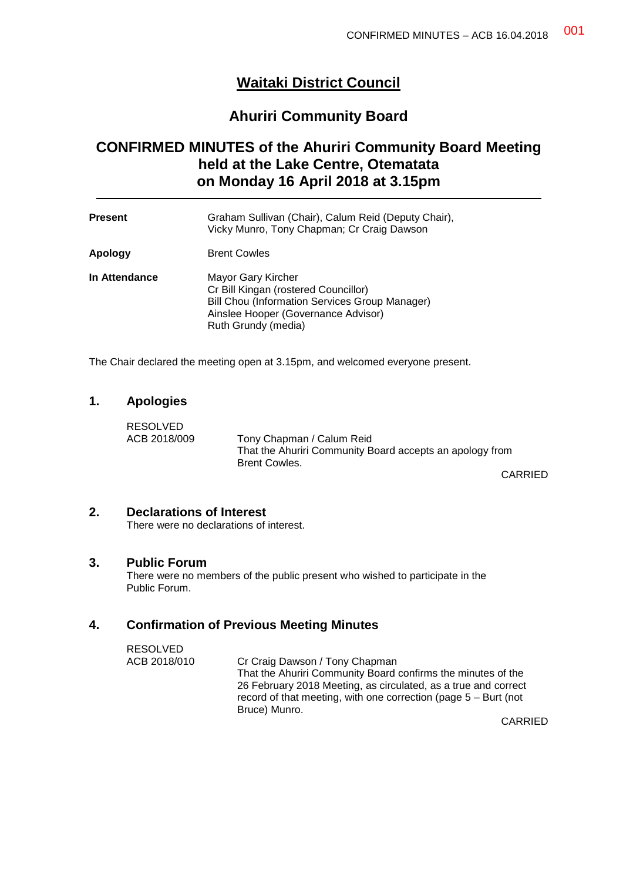# Waitaki District Council

## Ahuriri Community Board

## CONFIRMED MINUTES of the Ahuriri Community Board Meeting held at the Lake Centre, Otematata on Monday 16 April 2018 at 3.15pm

| | |
|---|---|
| **Present** | Graham Sullivan (Chair), Calum Reid (Deputy Chair), Vicky Munro, Tony Chapman; Cr Craig Dawson |
| **Apology** | Brent Cowles |
| **In Attendance** | Mayor Gary Kircher<br>Cr Bill Kingan (rostered Councillor)<br>Bill Chou (Information Services Group Manager)<br>Ainslee Hooper (Governance Advisor)<br>Ruth Grundy (media) |

The Chair declared the meeting open at 3.15pm, and welcomed everyone present.

### 1. Apologies

RESOLVED
ACB 2018/009

Tony Chapman / Calum Reid
That the Ahuriri Community Board accepts an apology from Brent Cowles.

CARRIED

### 2. Declarations of Interest

There were no declarations of interest.

### 3. Public Forum

There were no members of the public present who wished to participate in the Public Forum.

### 4. Confirmation of Previous Meeting Minutes

RESOLVED
ACB 2018/010

Cr Craig Dawson / Tony Chapman
That the Ahuriri Community Board confirms the minutes of the 26 February 2018 Meeting, as circulated, as a true and correct record of that meeting, with one correction (page 5 – Burt (not Bruce) Munro.

CARRIED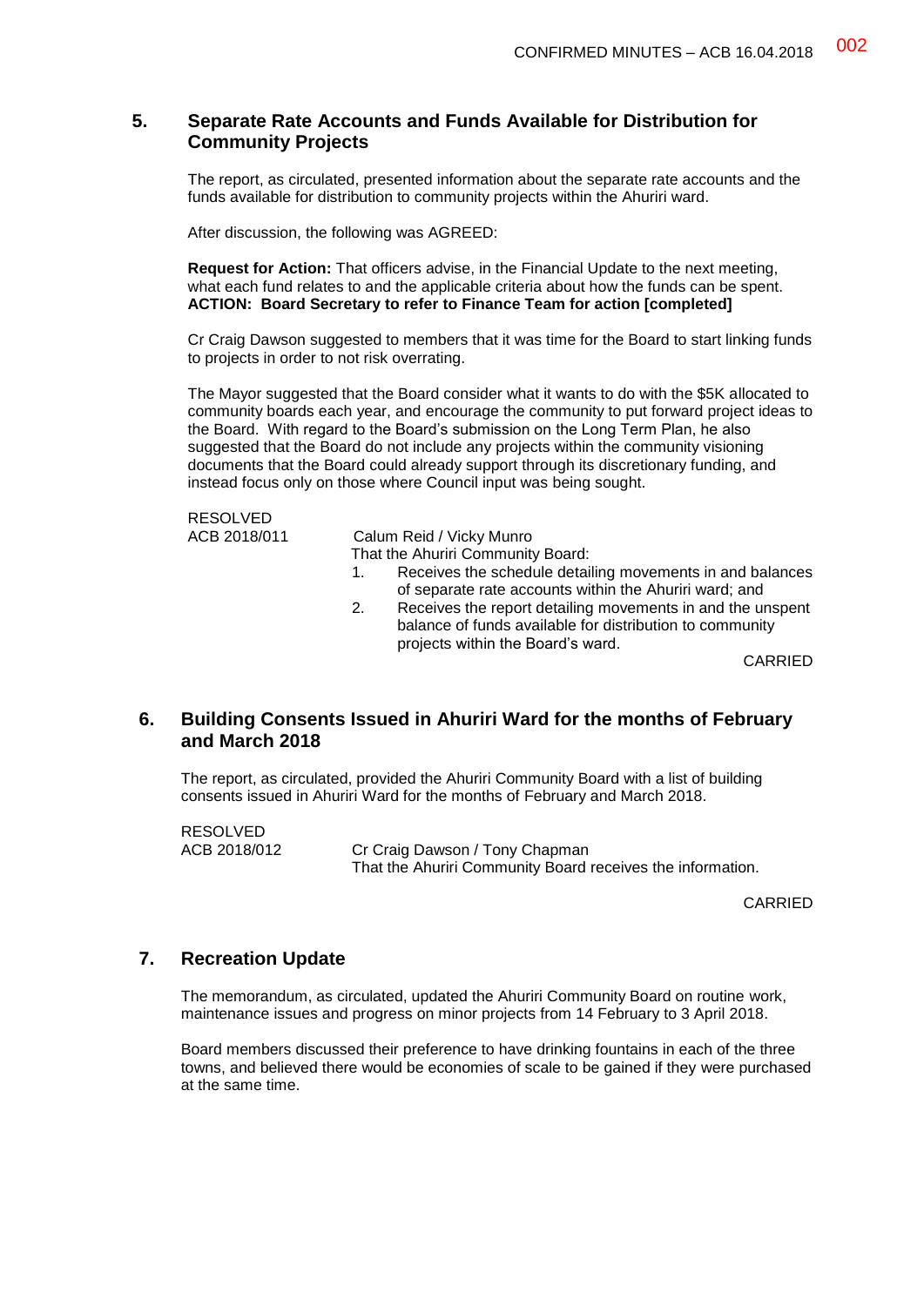## 5. Separate Rate Accounts and Funds Available for Distribution for Community Projects

The report, as circulated, presented information about the separate rate accounts and the funds available for distribution to community projects within the Ahuriri ward.

After discussion, the following was AGREED:

**Request for Action:** That officers advise, in the Financial Update to the next meeting, what each fund relates to and the applicable criteria about how the funds can be spent.
**ACTION: Board Secretary to refer to Finance Team for action [completed]**

Cr Craig Dawson suggested to members that it was time for the Board to start linking funds to projects in order to not risk overrating.

The Mayor suggested that the Board consider what it wants to do with the $5K allocated to community boards each year, and encourage the community to put forward project ideas to the Board. With regard to the Board's submission on the Long Term Plan, he also suggested that the Board do not include any projects within the community visioning documents that the Board could already support through its discretionary funding, and instead focus only on those where Council input was being sought.

RESOLVED
ACB 2018/011 Calum Reid / Vicky Munro

That the Ahuriri Community Board:

1. Receives the schedule detailing movements in and balances of separate rate accounts within the Ahuriri ward; and
2. Receives the report detailing movements in and the unspent balance of funds available for distribution to community projects within the Board's ward.

CARRIED

## 6. Building Consents Issued in Ahuriri Ward for the months of February and March 2018

The report, as circulated, provided the Ahuriri Community Board with a list of building consents issued in Ahuriri Ward for the months of February and March 2018.

RESOLVED
ACB 2018/012 Cr Craig Dawson / Tony Chapman

That the Ahuriri Community Board receives the information.

CARRIED

## 7. Recreation Update

The memorandum, as circulated, updated the Ahuriri Community Board on routine work, maintenance issues and progress on minor projects from 14 February to 3 April 2018.

Board members discussed their preference to have drinking fountains in each of the three towns, and believed there would be economies of scale to be gained if they were purchased at the same time.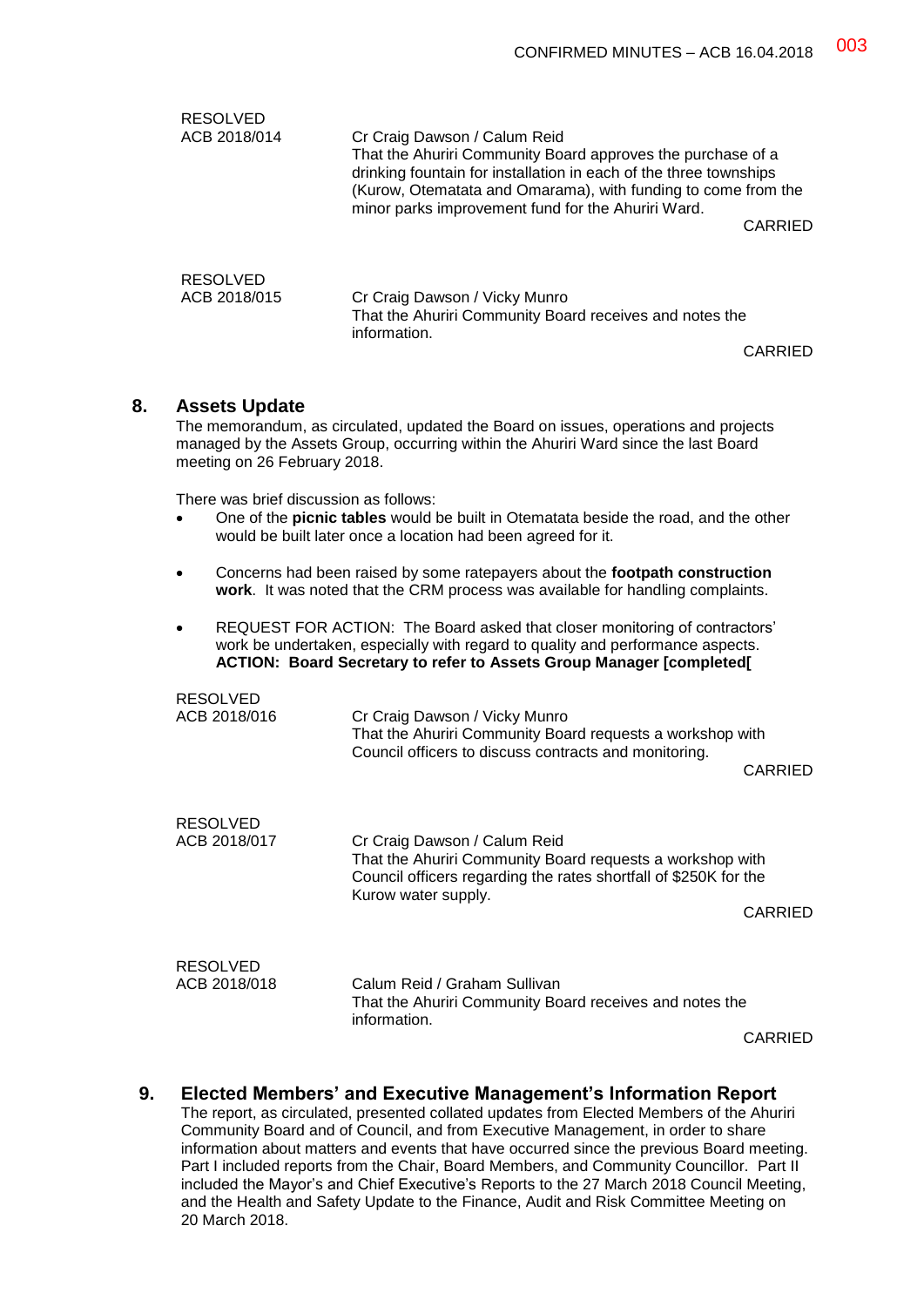RESOLVED
ACB 2018/014

Cr Craig Dawson / Calum Reid
That the Ahuriri Community Board approves the purchase of a drinking fountain for installation in each of the three townships (Kurow, Otematata and Omarama), with funding to come from the minor parks improvement fund for the Ahuriri Ward.

CARRIED

RESOLVED
ACB 2018/015

Cr Craig Dawson / Vicky Munro
That the Ahuriri Community Board receives and notes the information.

CARRIED

## 8. Assets Update

The memorandum, as circulated, updated the Board on issues, operations and projects managed by the Assets Group, occurring within the Ahuriri Ward since the last Board meeting on 26 February 2018.

There was brief discussion as follows:

- One of the **picnic tables** would be built in Otematata beside the road, and the other would be built later once a location had been agreed for it.
- Concerns had been raised by some ratepayers about the **footpath construction work**. It was noted that the CRM process was available for handling complaints.
- REQUEST FOR ACTION: The Board asked that closer monitoring of contractors' work be undertaken, especially with regard to quality and performance aspects. **ACTION: Board Secretary to refer to Assets Group Manager [completed[**

RESOLVED
ACB 2018/016

Cr Craig Dawson / Vicky Munro
That the Ahuriri Community Board requests a workshop with Council officers to discuss contracts and monitoring.

CARRIED

RESOLVED
ACB 2018/017

Cr Craig Dawson / Calum Reid
That the Ahuriri Community Board requests a workshop with Council officers regarding the rates shortfall of $250K for the Kurow water supply.

CARRIED

RESOLVED
ACB 2018/018

Calum Reid / Graham Sullivan
That the Ahuriri Community Board receives and notes the information.

CARRIED

## 9. Elected Members' and Executive Management's Information Report

The report, as circulated, presented collated updates from Elected Members of the Ahuriri Community Board and of Council, and from Executive Management, in order to share information about matters and events that have occurred since the previous Board meeting. Part I included reports from the Chair, Board Members, and Community Councillor. Part II included the Mayor's and Chief Executive's Reports to the 27 March 2018 Council Meeting, and the Health and Safety Update to the Finance, Audit and Risk Committee Meeting on 20 March 2018.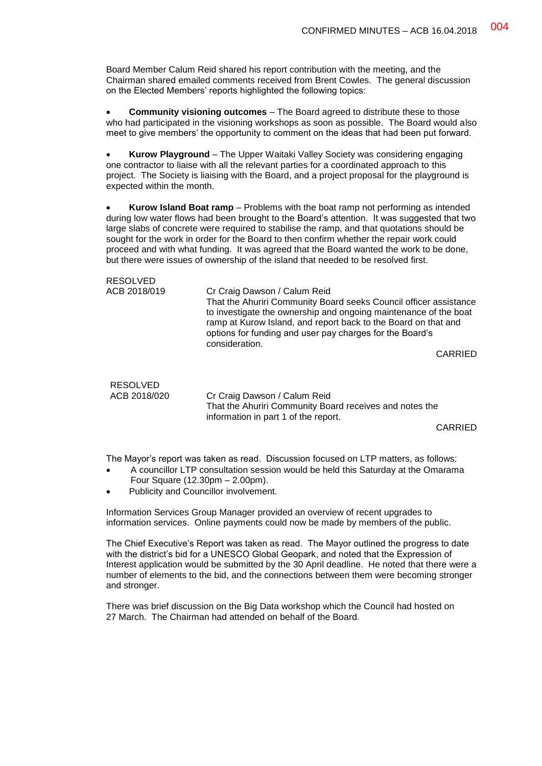Board Member Calum Reid shared his report contribution with the meeting, and the Chairman shared emailed comments received from Brent Cowles. The general discussion on the Elected Members' reports highlighted the following topics:

- **Community visioning outcomes** – The Board agreed to distribute these to those who had participated in the visioning workshops as soon as possible. The Board would also meet to give members' the opportunity to comment on the ideas that had been put forward.

- **Kurow Playground** – The Upper Waitaki Valley Society was considering engaging one contractor to liaise with all the relevant parties for a coordinated approach to this project. The Society is liaising with the Board, and a project proposal for the playground is expected within the month.

- **Kurow Island Boat ramp** – Problems with the boat ramp not performing as intended during low water flows had been brought to the Board's attention. It was suggested that two large slabs of concrete were required to stabilise the ramp, and that quotations should be sought for the work in order for the Board to then confirm whether the repair work could proceed and with what funding. It was agreed that the Board wanted the work to be done, but there were issues of ownership of the island that needed to be resolved first.

RESOLVED
ACB 2018/019

Cr Craig Dawson / Calum Reid
That the Ahuriri Community Board seeks Council officer assistance to investigate the ownership and ongoing maintenance of the boat ramp at Kurow Island, and report back to the Board on that and options for funding and user pay charges for the Board's consideration.

CARRIED

RESOLVED
ACB 2018/020

Cr Craig Dawson / Calum Reid
That the Ahuriri Community Board receives and notes the information in part 1 of the report.

CARRIED

The Mayor's report was taken as read. Discussion focused on LTP matters, as follows:

- A councillor LTP consultation session would be held this Saturday at the Omarama Four Square (12.30pm – 2.00pm).
- Publicity and Councillor involvement.

Information Services Group Manager provided an overview of recent upgrades to information services. Online payments could now be made by members of the public.

The Chief Executive's Report was taken as read. The Mayor outlined the progress to date with the district's bid for a UNESCO Global Geopark, and noted that the Expression of Interest application would be submitted by the 30 April deadline. He noted that there were a number of elements to the bid, and the connections between them were becoming stronger and stronger.

There was brief discussion on the Big Data workshop which the Council had hosted on 27 March. The Chairman had attended on behalf of the Board.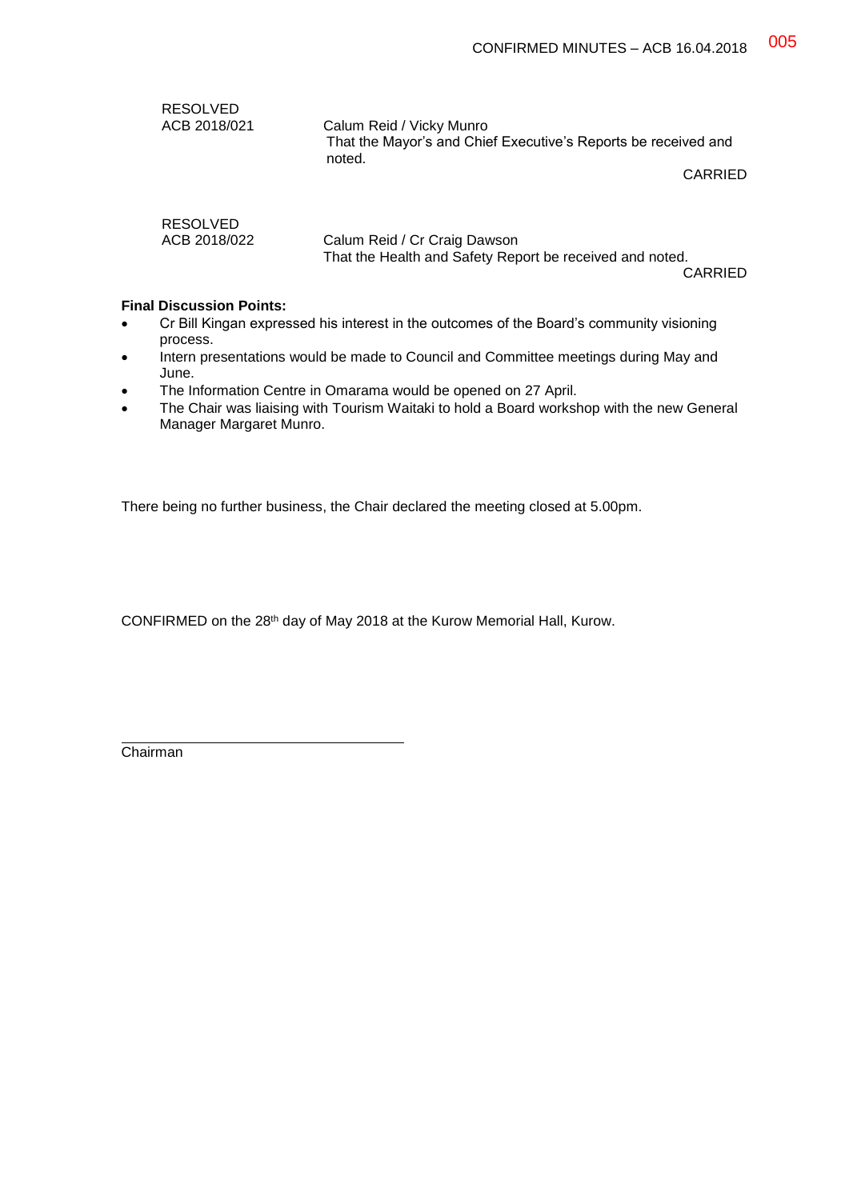RESOLVED
ACB 2018/021 | Calum Reid / Vicky Munro
That the Mayor's and Chief Executive's Reports be received and noted.

CARRIED

RESOLVED
ACB 2018/022 | Calum Reid / Cr Craig Dawson
That the Health and Safety Report be received and noted.

CARRIED

**Final Discussion Points:**

- Cr Bill Kingan expressed his interest in the outcomes of the Board's community visioning process.
- Intern presentations would be made to Council and Committee meetings during May and June.
- The Information Centre in Omarama would be opened on 27 April.
- The Chair was liaising with Tourism Waitaki to hold a Board workshop with the new General Manager Margaret Munro.

There being no further business, the Chair declared the meeting closed at 5.00pm.

CONFIRMED on the 28th day of May 2018 at the Kurow Memorial Hall, Kurow.

Chairman